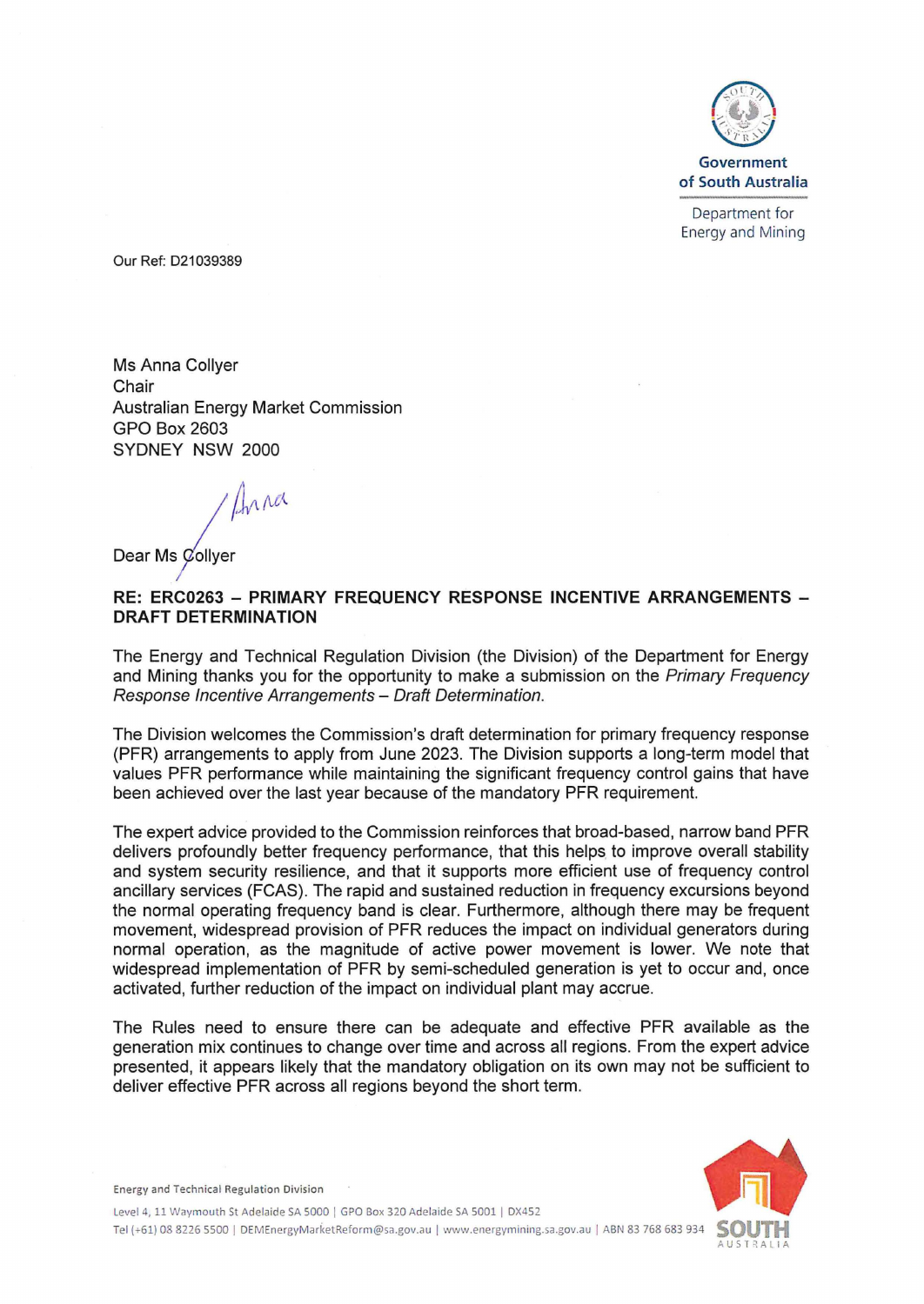Government of South Australia

Department for Energy and Mining

Our Ref: D21039389

Ms Anna Collyer
Chair
Australian Energy Market Commission
GPO Box 2603
SYDNEY NSW 2000

Dear Ms Collyer

**RE: ERC0263 – PRIMARY FREQUENCY RESPONSE INCENTIVE ARRANGEMENTS – DRAFT DETERMINATION**

The Energy and Technical Regulation Division (the Division) of the Department for Energy and Mining thanks you for the opportunity to make a submission on the *Primary Frequency Response Incentive Arrangements – Draft Determination.*

The Division welcomes the Commission's draft determination for primary frequency response (PFR) arrangements to apply from June 2023. The Division supports a long-term model that values PFR performance while maintaining the significant frequency control gains that have been achieved over the last year because of the mandatory PFR requirement.

The expert advice provided to the Commission reinforces that broad-based, narrow band PFR delivers profoundly better frequency performance, that this helps to improve overall stability and system security resilience, and that it supports more efficient use of frequency control ancillary services (FCAS). The rapid and sustained reduction in frequency excursions beyond the normal operating frequency band is clear. Furthermore, although there may be frequent movement, widespread provision of PFR reduces the impact on individual generators during normal operation, as the magnitude of active power movement is lower. We note that widespread implementation of PFR by semi-scheduled generation is yet to occur and, once activated, further reduction of the impact on individual plant may accrue.

The Rules need to ensure there can be adequate and effective PFR available as the generation mix continues to change over time and across all regions. From the expert advice presented, it appears likely that the mandatory obligation on its own may not be sufficient to deliver effective PFR across all regions beyond the short term.

Energy and Technical Regulation Division

Level 4, 11 Waymouth St Adelaide SA 5000 | GPO Box 320 Adelaide SA 5001 | DX452
Tel (+61) 08 8226 5500 | DEMEnergyMarketReform@sa.gov.au | www.energymining.sa.gov.au | ABN 83 768 683 934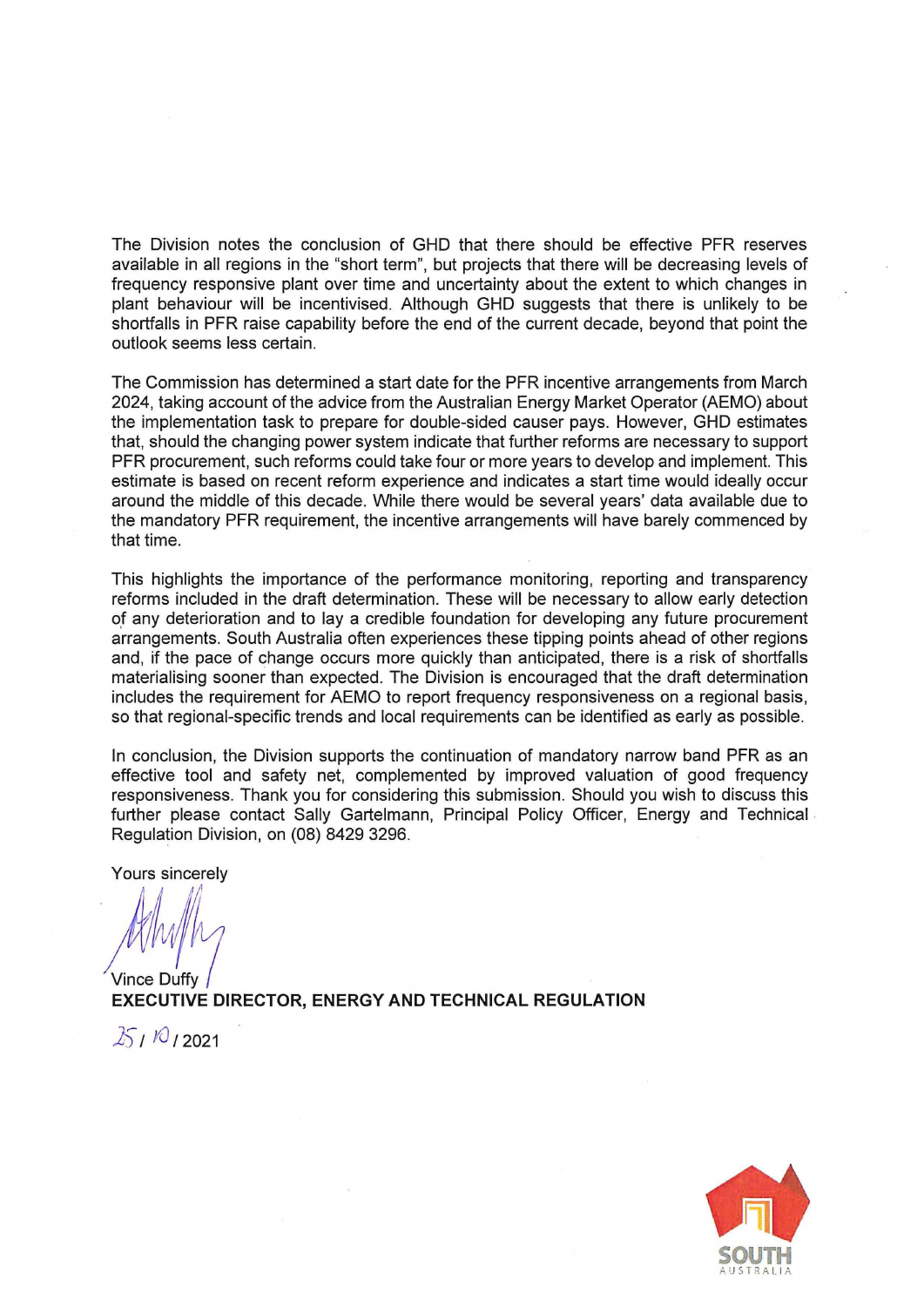The Division notes the conclusion of GHD that there should be effective PFR reserves available in all regions in the "short term", but projects that there will be decreasing levels of frequency responsive plant over time and uncertainty about the extent to which changes in plant behaviour will be incentivised. Although GHD suggests that there is unlikely to be shortfalls in PFR raise capability before the end of the current decade, beyond that point the outlook seems less certain.

The Commission has determined a start date for the PFR incentive arrangements from March 2024, taking account of the advice from the Australian Energy Market Operator (AEMO) about the implementation task to prepare for double-sided causer pays. However, GHD estimates that, should the changing power system indicate that further reforms are necessary to support PFR procurement, such reforms could take four or more years to develop and implement. This estimate is based on recent reform experience and indicates a start time would ideally occur around the middle of this decade. While there would be several years' data available due to the mandatory PFR requirement, the incentive arrangements will have barely commenced by that time.

This highlights the importance of the performance monitoring, reporting and transparency reforms included in the draft determination. These will be necessary to allow early detection of any deterioration and to lay a credible foundation for developing any future procurement arrangements. South Australia often experiences these tipping points ahead of other regions and, if the pace of change occurs more quickly than anticipated, there is a risk of shortfalls materialising sooner than expected. The Division is encouraged that the draft determination includes the requirement for AEMO to report frequency responsiveness on a regional basis, so that regional-specific trends and local requirements can be identified as early as possible.

In conclusion, the Division supports the continuation of mandatory narrow band PFR as an effective tool and safety net, complemented by improved valuation of good frequency responsiveness. Thank you for considering this submission. Should you wish to discuss this further please contact Sally Gartelmann, Principal Policy Officer, Energy and Technical Regulation Division, on (08) 8429 3296.

Yours sincerely

Vince Duffy
**EXECUTIVE DIRECTOR, ENERGY AND TECHNICAL REGULATION**

25 / 10 / 2021

SOUTH AUSTRALIA